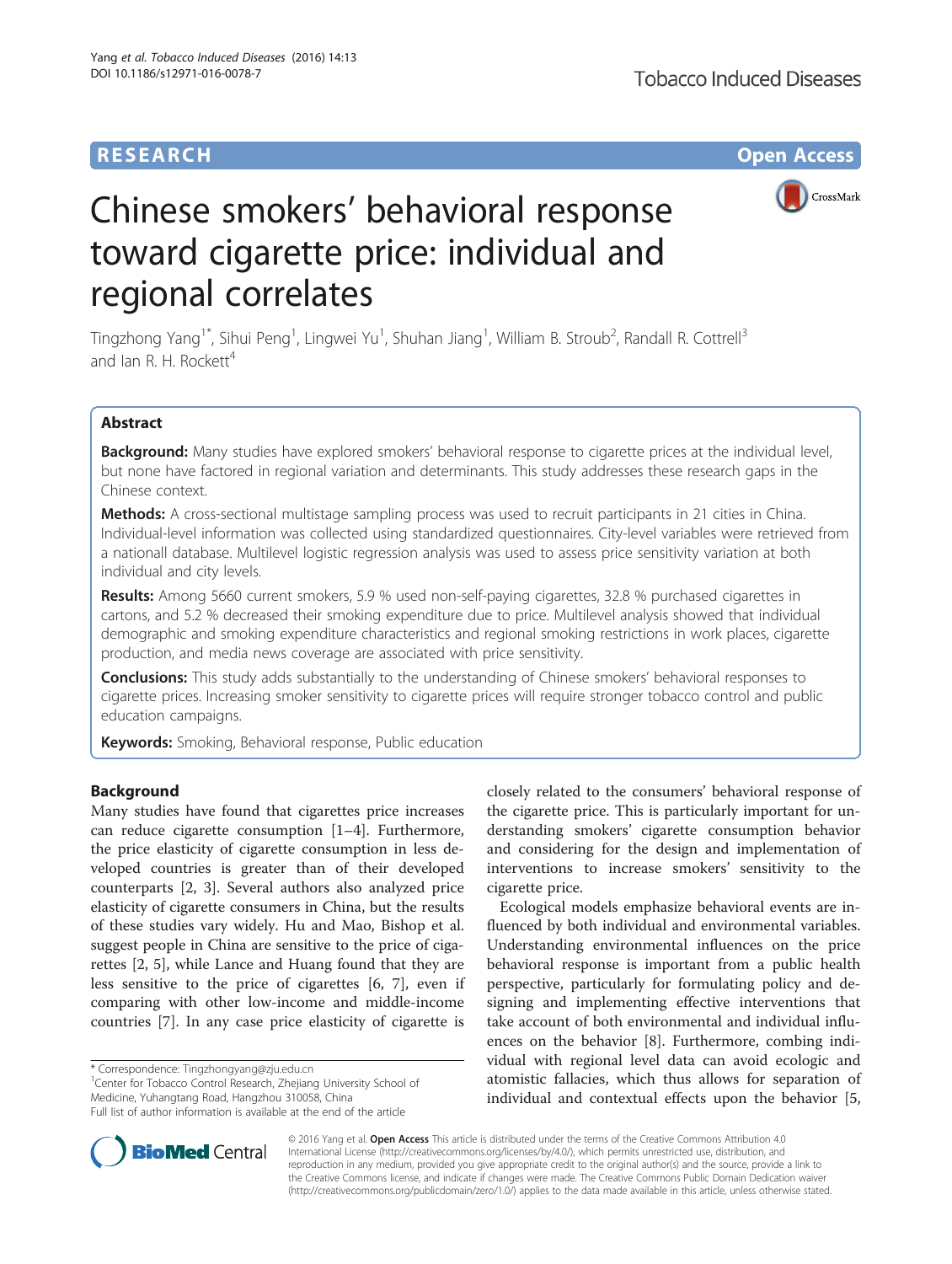RESEARCH Open Access

# Chinese smokers' behavioral response toward cigarette price: individual and regional correlates

Tingzhong Yang[1*], Sihui Peng[1], Lingwei Yu[1], Shuhan Jiang[1], William B. Stroub[2], Randall R. Cottrell[3] and Ian R. H. Rockett[4]

## Abstract

**Background:** Many studies have explored smokers' behavioral response to cigarette prices at the individual level, but none have factored in regional variation and determinants. This study addresses these research gaps in the Chinese context.

**Methods:** A cross-sectional multistage sampling process was used to recruit participants in 21 cities in China. Individual-level information was collected using standardized questionnaires. City-level variables were retrieved from a nationall database. Multilevel logistic regression analysis was used to assess price sensitivity variation at both individual and city levels.

**Results:** Among 5660 current smokers, 5.9 % used non-self-paying cigarettes, 32.8 % purchased cigarettes in cartons, and 5.2 % decreased their smoking expenditure due to price. Multilevel analysis showed that individual demographic and smoking expenditure characteristics and regional smoking restrictions in work places, cigarette production, and media news coverage are associated with price sensitivity.

**Conclusions:** This study adds substantially to the understanding of Chinese smokers' behavioral responses to cigarette prices. Increasing smoker sensitivity to cigarette prices will require stronger tobacco control and public education campaigns.

**Keywords:** Smoking, Behavioral response, Public education

## Background

Many studies have found that cigarettes price increases can reduce cigarette consumption [1–4]. Furthermore, the price elasticity of cigarette consumption in less developed countries is greater than of their developed counterparts [2, 3]. Several authors also analyzed price elasticity of cigarette consumers in China, but the results of these studies vary widely. Hu and Mao, Bishop et al. suggest people in China are sensitive to the price of cigarettes [2, 5], while Lance and Huang found that they are less sensitive to the price of cigarettes [6, 7], even if comparing with other low-income and middle-income countries [7]. In any case price elasticity of cigarette is closely related to the consumers' behavioral response of the cigarette price. This is particularly important for understanding smokers' cigarette consumption behavior and considering for the design and implementation of interventions to increase smokers' sensitivity to the cigarette price.

Ecological models emphasize behavioral events are influenced by both individual and environmental variables. Understanding environmental influences on the price behavioral response is important from a public health perspective, particularly for formulating policy and designing and implementing effective interventions that take account of both environmental and individual influences on the behavior [8]. Furthermore, combing individual with regional level data can avoid ecologic and atomistic fallacies, which thus allows for separation of individual and contextual effects upon the behavior [5,

* Correspondence: Tingzhongyang@zju.edu.cn
[1]Center for Tobacco Control Research, Zhejiang University School of Medicine, Yuhangtang Road, Hangzhou 310058, China
Full list of author information is available at the end of the article

© 2016 Yang et al. **Open Access** This article is distributed under the terms of the Creative Commons Attribution 4.0 International License (http://creativecommons.org/licenses/by/4.0/), which permits unrestricted use, distribution, and reproduction in any medium, provided you give appropriate credit to the original author(s) and the source, provide a link to the Creative Commons license, and indicate if changes were made. The Creative Commons Public Domain Dedication waiver (http://creativecommons.org/publicdomain/zero/1.0/) applies to the data made available in this article, unless otherwise stated.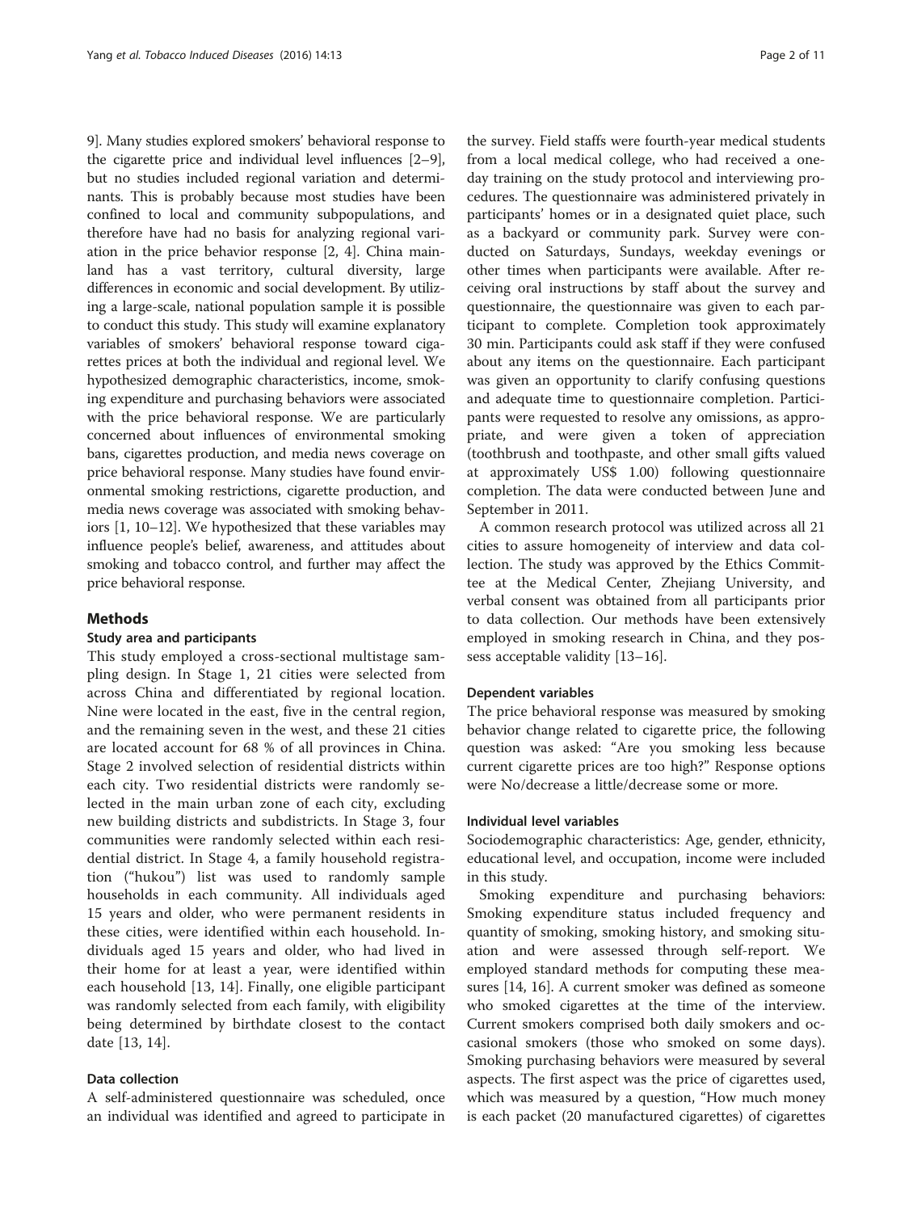9]. Many studies explored smokers' behavioral response to the cigarette price and individual level influences [2–9], but no studies included regional variation and determinants. This is probably because most studies have been confined to local and community subpopulations, and therefore have had no basis for analyzing regional variation in the price behavior response [2, 4]. China mainland has a vast territory, cultural diversity, large differences in economic and social development. By utilizing a large-scale, national population sample it is possible to conduct this study. This study will examine explanatory variables of smokers' behavioral response toward cigarettes prices at both the individual and regional level. We hypothesized demographic characteristics, income, smoking expenditure and purchasing behaviors were associated with the price behavioral response. We are particularly concerned about influences of environmental smoking bans, cigarettes production, and media news coverage on price behavioral response. Many studies have found environmental smoking restrictions, cigarette production, and media news coverage was associated with smoking behaviors [1, 10–12]. We hypothesized that these variables may influence people's belief, awareness, and attitudes about smoking and tobacco control, and further may affect the price behavioral response.

## Methods

### Study area and participants

This study employed a cross-sectional multistage sampling design. In Stage 1, 21 cities were selected from across China and differentiated by regional location. Nine were located in the east, five in the central region, and the remaining seven in the west, and these 21 cities are located account for 68 % of all provinces in China. Stage 2 involved selection of residential districts within each city. Two residential districts were randomly selected in the main urban zone of each city, excluding new building districts and subdistricts. In Stage 3, four communities were randomly selected within each residential district. In Stage 4, a family household registration ("hukou") list was used to randomly sample households in each community. All individuals aged 15 years and older, who were permanent residents in these cities, were identified within each household. Individuals aged 15 years and older, who had lived in their home for at least a year, were identified within each household [13, 14]. Finally, one eligible participant was randomly selected from each family, with eligibility being determined by birthdate closest to the contact date [13, 14].

### Data collection

A self-administered questionnaire was scheduled, once an individual was identified and agreed to participate in the survey. Field staffs were fourth-year medical students from a local medical college, who had received a one-day training on the study protocol and interviewing procedures. The questionnaire was administered privately in participants' homes or in a designated quiet place, such as a backyard or community park. Survey were conducted on Saturdays, Sundays, weekday evenings or other times when participants were available. After receiving oral instructions by staff about the survey and questionnaire, the questionnaire was given to each participant to complete. Completion took approximately 30 min. Participants could ask staff if they were confused about any items on the questionnaire. Each participant was given an opportunity to clarify confusing questions and adequate time to questionnaire completion. Participants were requested to resolve any omissions, as appropriate, and were given a token of appreciation (toothbrush and toothpaste, and other small gifts valued at approximately US$ 1.00) following questionnaire completion. The data were conducted between June and September in 2011.

A common research protocol was utilized across all 21 cities to assure homogeneity of interview and data collection. The study was approved by the Ethics Committee at the Medical Center, Zhejiang University, and verbal consent was obtained from all participants prior to data collection. Our methods have been extensively employed in smoking research in China, and they possess acceptable validity [13–16].

### Dependent variables

The price behavioral response was measured by smoking behavior change related to cigarette price, the following question was asked: "Are you smoking less because current cigarette prices are too high?" Response options were No/decrease a little/decrease some or more.

### Individual level variables

Sociodemographic characteristics: Age, gender, ethnicity, educational level, and occupation, income were included in this study.

Smoking expenditure and purchasing behaviors: Smoking expenditure status included frequency and quantity of smoking, smoking history, and smoking situation and were assessed through self-report. We employed standard methods for computing these measures [14, 16]. A current smoker was defined as someone who smoked cigarettes at the time of the interview. Current smokers comprised both daily smokers and occasional smokers (those who smoked on some days). Smoking purchasing behaviors were measured by several aspects. The first aspect was the price of cigarettes used, which was measured by a question, "How much money is each packet (20 manufactured cigarettes) of cigarettes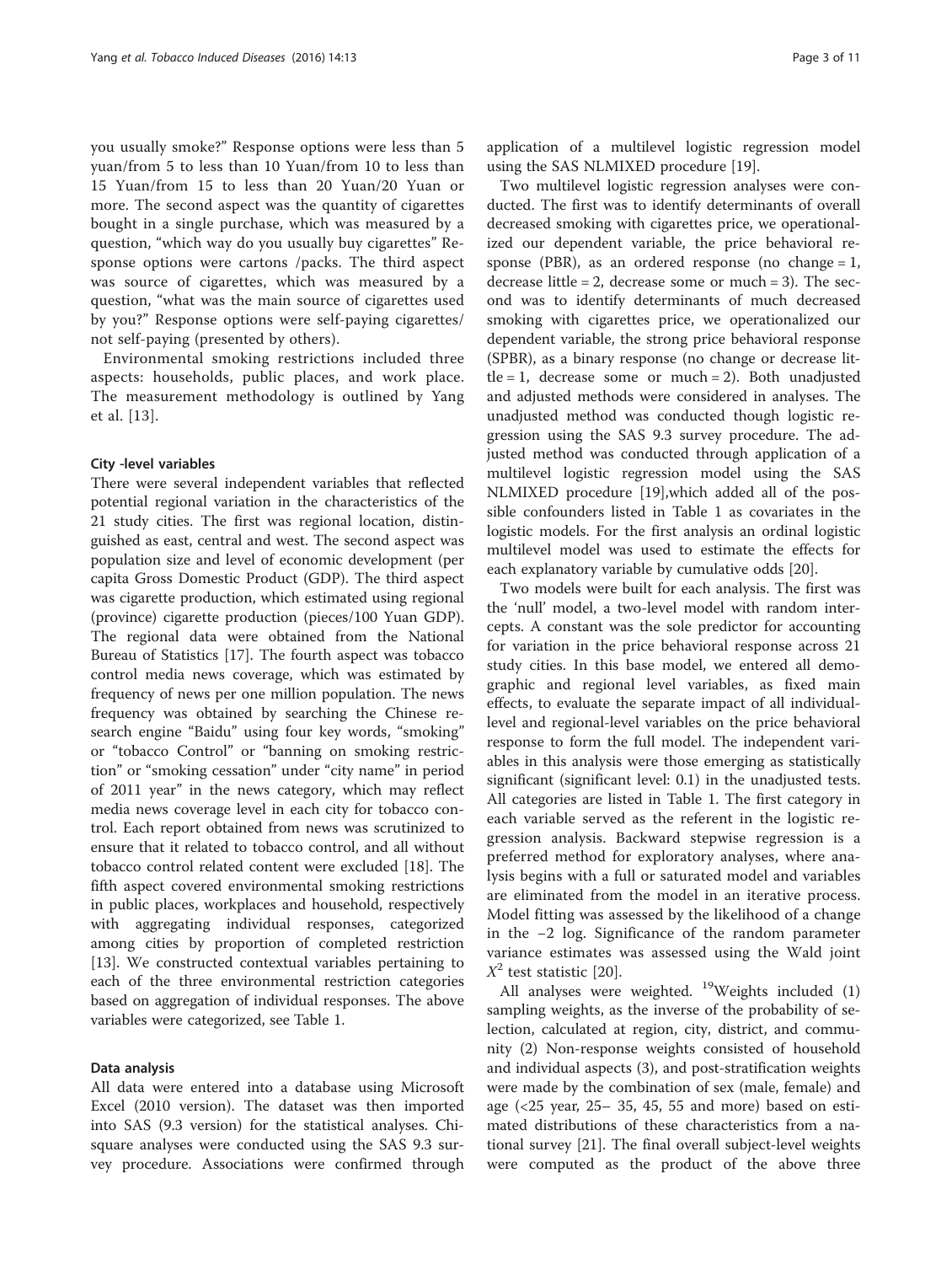you usually smoke?" Response options were less than 5 yuan/from 5 to less than 10 Yuan/from 10 to less than 15 Yuan/from 15 to less than 20 Yuan/20 Yuan or more. The second aspect was the quantity of cigarettes bought in a single purchase, which was measured by a question, "which way do you usually buy cigarettes" Response options were cartons /packs. The third aspect was source of cigarettes, which was measured by a question, "what was the main source of cigarettes used by you?" Response options were self-paying cigarettes/ not self-paying (presented by others).

Environmental smoking restrictions included three aspects: households, public places, and work place. The measurement methodology is outlined by Yang et al. [13].

#### City -level variables

There were several independent variables that reflected potential regional variation in the characteristics of the 21 study cities. The first was regional location, distinguished as east, central and west. The second aspect was population size and level of economic development (per capita Gross Domestic Product (GDP). The third aspect was cigarette production, which estimated using regional (province) cigarette production (pieces/100 Yuan GDP). The regional data were obtained from the National Bureau of Statistics [17]. The fourth aspect was tobacco control media news coverage, which was estimated by frequency of news per one million population. The news frequency was obtained by searching the Chinese research engine "Baidu" using four key words, "smoking" or "tobacco Control" or "banning on smoking restriction" or "smoking cessation" under "city name" in period of 2011 year" in the news category, which may reflect media news coverage level in each city for tobacco control. Each report obtained from news was scrutinized to ensure that it related to tobacco control, and all without tobacco control related content were excluded [18]. The fifth aspect covered environmental smoking restrictions in public places, workplaces and household, respectively with aggregating individual responses, categorized among cities by proportion of completed restriction [13]. We constructed contextual variables pertaining to each of the three environmental restriction categories based on aggregation of individual responses. The above variables were categorized, see Table 1.

#### Data analysis

All data were entered into a database using Microsoft Excel (2010 version). The dataset was then imported into SAS (9.3 version) for the statistical analyses. Chi-square analyses were conducted using the SAS 9.3 survey procedure. Associations were confirmed through application of a multilevel logistic regression model using the SAS NLMIXED procedure [19].

Two multilevel logistic regression analyses were conducted. The first was to identify determinants of overall decreased smoking with cigarettes price, we operationalized our dependent variable, the price behavioral response (PBR), as an ordered response (no change = 1, decrease little = 2, decrease some or much = 3). The second was to identify determinants of much decreased smoking with cigarettes price, we operationalized our dependent variable, the strong price behavioral response (SPBR), as a binary response (no change or decrease little = 1, decrease some or much = 2). Both unadjusted and adjusted methods were considered in analyses. The unadjusted method was conducted though logistic regression using the SAS 9.3 survey procedure. The adjusted method was conducted through application of a multilevel logistic regression model using the SAS NLMIXED procedure [19],which added all of the possible confounders listed in Table 1 as covariates in the logistic models. For the first analysis an ordinal logistic multilevel model was used to estimate the effects for each explanatory variable by cumulative odds [20].

Two models were built for each analysis. The first was the 'null' model, a two-level model with random intercepts. A constant was the sole predictor for accounting for variation in the price behavioral response across 21 study cities. In this base model, we entered all demographic and regional level variables, as fixed main effects, to evaluate the separate impact of all individual-level and regional-level variables on the price behavioral response to form the full model. The independent variables in this analysis were those emerging as statistically significant (significant level: 0.1) in the unadjusted tests. All categories are listed in Table 1. The first category in each variable served as the referent in the logistic regression analysis. Backward stepwise regression is a preferred method for exploratory analyses, where analysis begins with a full or saturated model and variables are eliminated from the model in an iterative process. Model fitting was assessed by the likelihood of a change in the −2 log. Significance of the random parameter variance estimates was assessed using the Wald joint $X^2$ test statistic [20].

All analyses were weighted. [19]Weights included (1) sampling weights, as the inverse of the probability of selection, calculated at region, city, district, and community (2) Non-response weights consisted of household and individual aspects (3), and post-stratification weights were made by the combination of sex (male, female) and age (<25 year, 25– 35, 45, 55 and more) based on estimated distributions of these characteristics from a national survey [21]. The final overall subject-level weights were computed as the product of the above three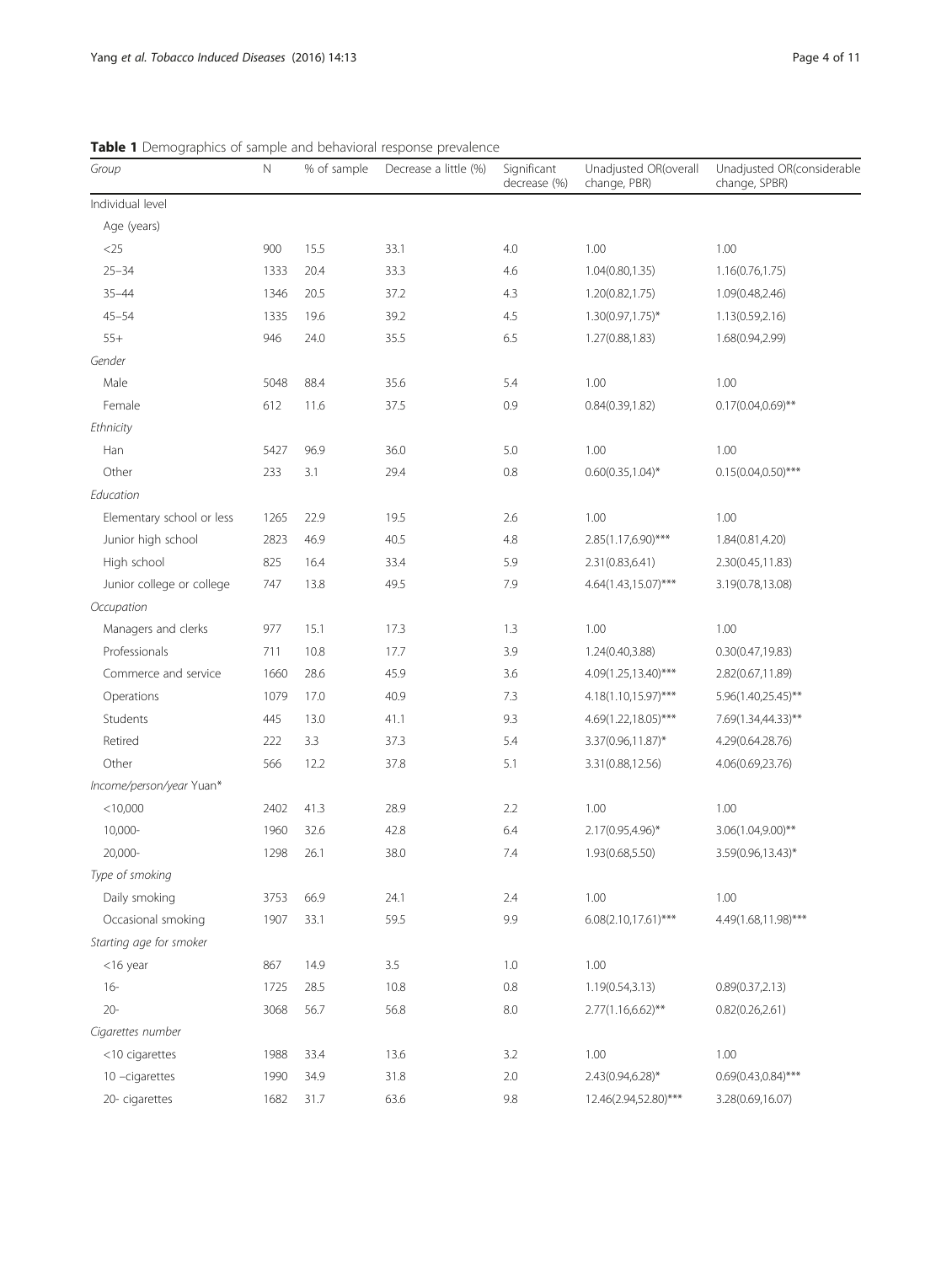**Table 1** Demographics of sample and behavioral response prevalence

| Group | N | % of sample | Decrease a little (%) | Significant decrease (%) | Unadjusted OR(overall change, PBR) | Unadjusted OR(considerable change, SPBR) |
|---|---|---|---|---|---|---|
| Individual level | | | | | | |
| Age (years) | | | | | | |
| <25 | 900 | 15.5 | 33.1 | 4.0 | 1.00 | 1.00 |
| 25–34 | 1333 | 20.4 | 33.3 | 4.6 | 1.04(0.80,1.35) | 1.16(0.76,1.75) |
| 35–44 | 1346 | 20.5 | 37.2 | 4.3 | 1.20(0.82,1.75) | 1.09(0.48,2.46) |
| 45–54 | 1335 | 19.6 | 39.2 | 4.5 | 1.30(0.97,1.75)* | 1.13(0.59,2.16) |
| 55+ | 946 | 24.0 | 35.5 | 6.5 | 1.27(0.88,1.83) | 1.68(0.94,2.99) |
| *Gender* | | | | | | |
| Male | 5048 | 88.4 | 35.6 | 5.4 | 1.00 | 1.00 |
| Female | 612 | 11.6 | 37.5 | 0.9 | 0.84(0.39,1.82) | 0.17(0.04,0.69)** |
| *Ethnicity* | | | | | | |
| Han | 5427 | 96.9 | 36.0 | 5.0 | 1.00 | 1.00 |
| Other | 233 | 3.1 | 29.4 | 0.8 | 0.60(0.35,1.04)* | 0.15(0.04,0.50)*** |
| *Education* | | | | | | |
| Elementary school or less | 1265 | 22.9 | 19.5 | 2.6 | 1.00 | 1.00 |
| Junior high school | 2823 | 46.9 | 40.5 | 4.8 | 2.85(1.17,6.90)*** | 1.84(0.81,4.20) |
| High school | 825 | 16.4 | 33.4 | 5.9 | 2.31(0.83,6.41) | 2.30(0.45,11.83) |
| Junior college or college | 747 | 13.8 | 49.5 | 7.9 | 4.64(1.43,15.07)*** | 3.19(0.78,13.08) |
| *Occupation* | | | | | | |
| Managers and clerks | 977 | 15.1 | 17.3 | 1.3 | 1.00 | 1.00 |
| Professionals | 711 | 10.8 | 17.7 | 3.9 | 1.24(0.40,3.88) | 0.30(0.47,19.83) |
| Commerce and service | 1660 | 28.6 | 45.9 | 3.6 | 4.09(1.25,13.40)*** | 2.82(0.67,11.89) |
| Operations | 1079 | 17.0 | 40.9 | 7.3 | 4.18(1.10,15.97)*** | 5.96(1.40,25.45)** |
| Students | 445 | 13.0 | 41.1 | 9.3 | 4.69(1.22,18.05)*** | 7.69(1.34,44.33)** |
| Retired | 222 | 3.3 | 37.3 | 5.4 | 3.37(0.96,11.87)* | 4.29(0.64.28.76) |
| Other | 566 | 12.2 | 37.8 | 5.1 | 3.31(0.88,12.56) | 4.06(0.69,23.76) |
| *Income/person/year Yuan** | | | | | | |
| <10,000 | 2402 | 41.3 | 28.9 | 2.2 | 1.00 | 1.00 |
| 10,000- | 1960 | 32.6 | 42.8 | 6.4 | 2.17(0.95,4.96)* | 3.06(1.04,9.00)** |
| 20,000- | 1298 | 26.1 | 38.0 | 7.4 | 1.93(0.68,5.50) | 3.59(0.96,13.43)* |
| *Type of smoking* | | | | | | |
| Daily smoking | 3753 | 66.9 | 24.1 | 2.4 | 1.00 | 1.00 |
| Occasional smoking | 1907 | 33.1 | 59.5 | 9.9 | 6.08(2.10,17.61)*** | 4.49(1.68,11.98)*** |
| *Starting age for smoker* | | | | | | |
| <16 year | 867 | 14.9 | 3.5 | 1.0 | 1.00 | |
| 16- | 1725 | 28.5 | 10.8 | 0.8 | 1.19(0.54,3.13) | 0.89(0.37,2.13) |
| 20- | 3068 | 56.7 | 56.8 | 8.0 | 2.77(1.16,6.62)** | 0.82(0.26,2.61) |
| *Cigarettes number* | | | | | | |
| <10 cigarettes | 1988 | 33.4 | 13.6 | 3.2 | 1.00 | 1.00 |
| 10 –cigarettes | 1990 | 34.9 | 31.8 | 2.0 | 2.43(0.94,6.28)* | 0.69(0.43,0.84)*** |
| 20- cigarettes | 1682 | 31.7 | 63.6 | 9.8 | 12.46(2.94,52.80)*** | 3.28(0.69,16.07) |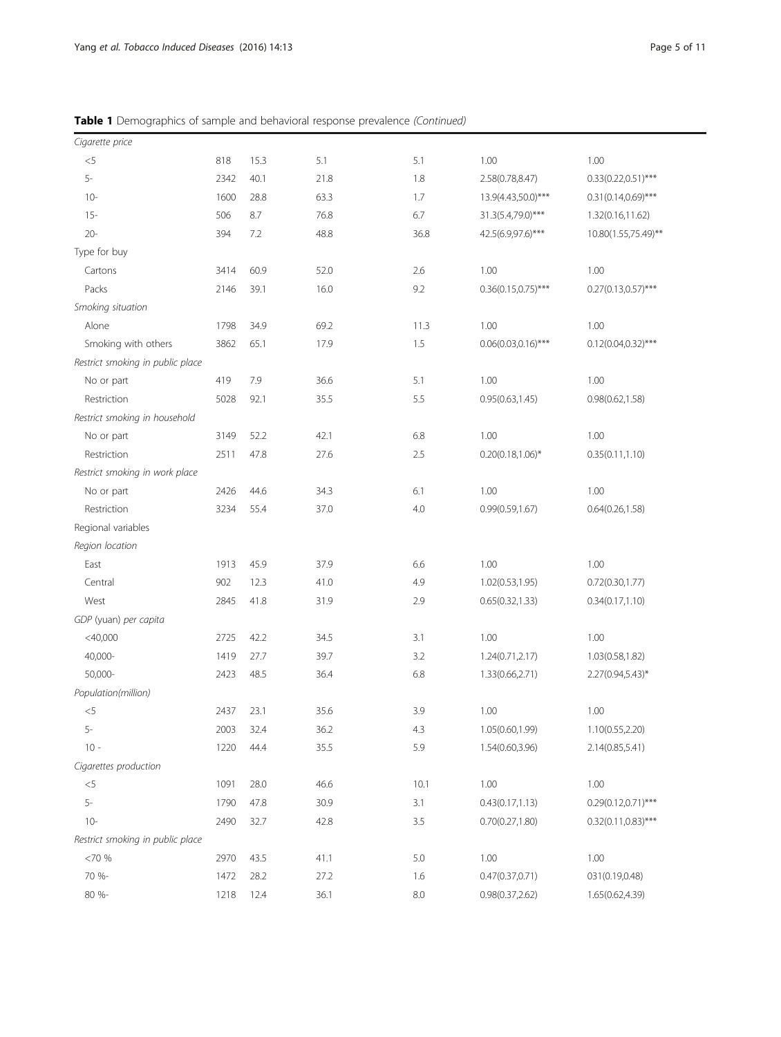**Table 1** Demographics of sample and behavioral response prevalence *(Continued)*

| | | | | | | |
|---|---|---|---|---|---|---|
| *Cigarette price* | | | | | | |
| <5 | 818 | 15.3 | 5.1 | 5.1 | 1.00 | 1.00 |
| 5- | 2342 | 40.1 | 21.8 | 1.8 | 2.58(0.78,8.47) | 0.33(0.22,0.51)*** |
| 10- | 1600 | 28.8 | 63.3 | 1.7 | 13.9(4.43,50.0)*** | 0.31(0.14,0.69)*** |
| 15- | 506 | 8.7 | 76.8 | 6.7 | 31.3(5.4,79.0)*** | 1.32(0.16,11.62) |
| 20- | 394 | 7.2 | 48.8 | 36.8 | 42.5(6.9,97.6)*** | 10.80(1.55,75.49)** |
| Type for buy | | | | | | |
| Cartons | 3414 | 60.9 | 52.0 | 2.6 | 1.00 | 1.00 |
| Packs | 2146 | 39.1 | 16.0 | 9.2 | 0.36(0.15,0.75)*** | 0.27(0.13,0.57)*** |
| *Smoking situation* | | | | | | |
| Alone | 1798 | 34.9 | 69.2 | 11.3 | 1.00 | 1.00 |
| Smoking with others | 3862 | 65.1 | 17.9 | 1.5 | 0.06(0.03,0.16)*** | 0.12(0.04,0.32)*** |
| *Restrict smoking in public place* | | | | | | |
| No or part | 419 | 7.9 | 36.6 | 5.1 | 1.00 | 1.00 |
| Restriction | 5028 | 92.1 | 35.5 | 5.5 | 0.95(0.63,1.45) | 0.98(0.62,1.58) |
| *Restrict smoking in household* | | | | | | |
| No or part | 3149 | 52.2 | 42.1 | 6.8 | 1.00 | 1.00 |
| Restriction | 2511 | 47.8 | 27.6 | 2.5 | 0.20(0.18,1.06)* | 0.35(0.11,1.10) |
| *Restrict smoking in work place* | | | | | | |
| No or part | 2426 | 44.6 | 34.3 | 6.1 | 1.00 | 1.00 |
| Restriction | 3234 | 55.4 | 37.0 | 4.0 | 0.99(0.59,1.67) | 0.64(0.26,1.58) |
| Regional variables | | | | | | |
| *Region location* | | | | | | |
| East | 1913 | 45.9 | 37.9 | 6.6 | 1.00 | 1.00 |
| Central | 902 | 12.3 | 41.0 | 4.9 | 1.02(0.53,1.95) | 0.72(0.30,1.77) |
| West | 2845 | 41.8 | 31.9 | 2.9 | 0.65(0.32,1.33) | 0.34(0.17,1.10) |
| *GDP (yuan) per capita* | | | | | | |
| <40,000 | 2725 | 42.2 | 34.5 | 3.1 | 1.00 | 1.00 |
| 40,000- | 1419 | 27.7 | 39.7 | 3.2 | 1.24(0.71,2.17) | 1.03(0.58,1.82) |
| 50,000- | 2423 | 48.5 | 36.4 | 6.8 | 1.33(0.66,2.71) | 2.27(0.94,5.43)* |
| *Population(million)* | | | | | | |
| <5 | 2437 | 23.1 | 35.6 | 3.9 | 1.00 | 1.00 |
| 5- | 2003 | 32.4 | 36.2 | 4.3 | 1.05(0.60,1.99) | 1.10(0.55,2.20) |
| 10 - | 1220 | 44.4 | 35.5 | 5.9 | 1.54(0.60,3.96) | 2.14(0.85,5.41) |
| *Cigarettes production* | | | | | | |
| <5 | 1091 | 28.0 | 46.6 | 10.1 | 1.00 | 1.00 |
| 5- | 1790 | 47.8 | 30.9 | 3.1 | 0.43(0.17,1.13) | 0.29(0.12,0.71)*** |
| 10- | 2490 | 32.7 | 42.8 | 3.5 | 0.70(0.27,1.80) | 0.32(0.11,0.83)*** |
| *Restrict smoking in public place* | | | | | | |
| <70 % | 2970 | 43.5 | 41.1 | 5.0 | 1.00 | 1.00 |
| 70 %- | 1472 | 28.2 | 27.2 | 1.6 | 0.47(0.37,0.71) | 031(0.19,0.48) |
| 80 %- | 1218 | 12.4 | 36.1 | 8.0 | 0.98(0.37,2.62) | 1.65(0.62,4.39) |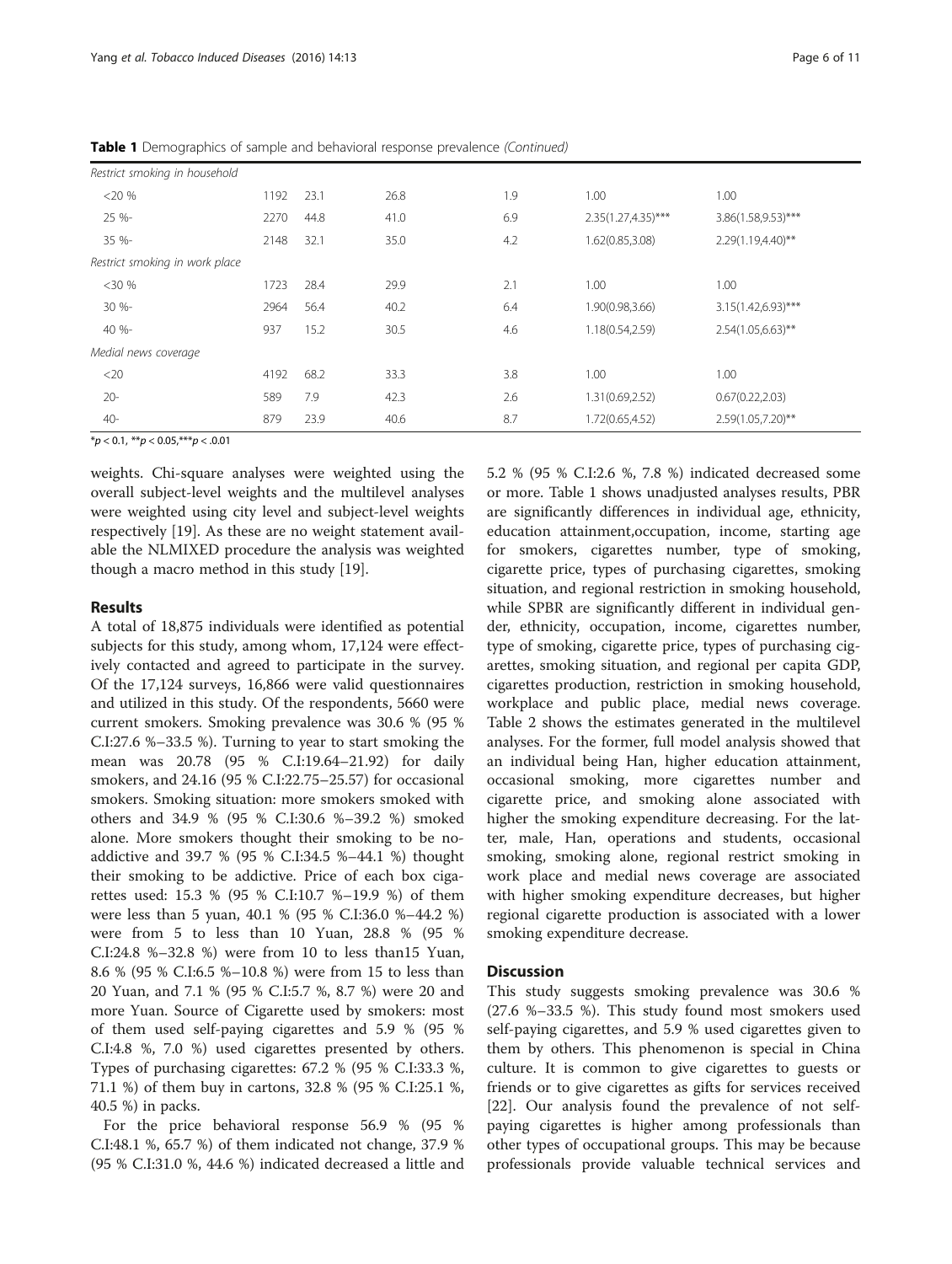**Table 1** Demographics of sample and behavioral response prevalence *(Continued)*

| | | | | | | |
|---|---|---|---|---|---|---|
| *Restrict smoking in household* | | | | | | |
| <20 % | 1192 | 23.1 | 26.8 | 1.9 | 1.00 | 1.00 |
| 25 %- | 2270 | 44.8 | 41.0 | 6.9 | 2.35(1.27,4.35)*** | 3.86(1.58,9.53)*** |
| 35 %- | 2148 | 32.1 | 35.0 | 4.2 | 1.62(0.85,3.08) | 2.29(1.19,4.40)** |
| *Restrict smoking in work place* | | | | | | |
| <30 % | 1723 | 28.4 | 29.9 | 2.1 | 1.00 | 1.00 |
| 30 %- | 2964 | 56.4 | 40.2 | 6.4 | 1.90(0.98,3.66) | 3.15(1.42,6.93)*** |
| 40 %- | 937 | 15.2 | 30.5 | 4.6 | 1.18(0.54,2.59) | 2.54(1.05,6.63)** |
| *Medial news coverage* | | | | | | |
| <20 | 4192 | 68.2 | 33.3 | 3.8 | 1.00 | 1.00 |
| 20- | 589 | 7.9 | 42.3 | 2.6 | 1.31(0.69,2.52) | 0.67(0.22,2.03) |
| 40- | 879 | 23.9 | 40.6 | 8.7 | 1.72(0.65,4.52) | 2.59(1.05,7.20)** |

*$p < 0.1$, **$p < 0.05$,***$p < .01$

weights. Chi-square analyses were weighted using the overall subject-level weights and the multilevel analyses were weighted using city level and subject-level weights respectively [19]. As these are no weight statement available the NLMIXED procedure the analysis was weighted though a macro method in this study [19].

## Results

A total of 18,875 individuals were identified as potential subjects for this study, among whom, 17,124 were effectively contacted and agreed to participate in the survey. Of the 17,124 surveys, 16,866 were valid questionnaires and utilized in this study. Of the respondents, 5660 were current smokers. Smoking prevalence was 30.6 % (95 % C.I:27.6 %–33.5 %). Turning to year to start smoking the mean was 20.78 (95 % C.I:19.64–21.92) for daily smokers, and 24.16 (95 % C.I:22.75–25.57) for occasional smokers. Smoking situation: more smokers smoked with others and 34.9 % (95 % C.I:30.6 %–39.2 %) smoked alone. More smokers thought their smoking to be no-addictive and 39.7 % (95 % C.I:34.5 %–44.1 %) thought their smoking to be addictive. Price of each box cigarettes used: 15.3 % (95 % C.I:10.7 %–19.9 %) of them were less than 5 yuan, 40.1 % (95 % C.I:36.0 %–44.2 %) were from 5 to less than 10 Yuan, 28.8 % (95 % C.I:24.8 %–32.8 %) were from 10 to less than15 Yuan, 8.6 % (95 % C.I:6.5 %–10.8 %) were from 15 to less than 20 Yuan, and 7.1 % (95 % C.I:5.7 %, 8.7 %) were 20 and more Yuan. Source of Cigarette used by smokers: most of them used self-paying cigarettes and 5.9 % (95 % C.I:4.8 %, 7.0 %) used cigarettes presented by others. Types of purchasing cigarettes: 67.2 % (95 % C.I:33.3 %, 71.1 %) of them buy in cartons, 32.8 % (95 % C.I:25.1 %, 40.5 %) in packs.

For the price behavioral response 56.9 % (95 % C.I:48.1 %, 65.7 %) of them indicated not change, 37.9 % (95 % C.I:31.0 %, 44.6 %) indicated decreased a little and 5.2 % (95 % C.I:2.6 %, 7.8 %) indicated decreased some or more. Table 1 shows unadjusted analyses results, PBR are significantly differences in individual age, ethnicity, education attainment,occupation, income, starting age for smokers, cigarettes number, type of smoking, cigarette price, types of purchasing cigarettes, smoking situation, and regional restriction in smoking household, while SPBR are significantly different in individual gender, ethnicity, occupation, income, cigarettes number, type of smoking, cigarette price, types of purchasing cigarettes, smoking situation, and regional per capita GDP, cigarettes production, restriction in smoking household, workplace and public place, medial news coverage. Table 2 shows the estimates generated in the multilevel analyses. For the former, full model analysis showed that an individual being Han, higher education attainment, occasional smoking, more cigarettes number and cigarette price, and smoking alone associated with higher the smoking expenditure decreasing. For the latter, male, Han, operations and students, occasional smoking, smoking alone, regional restrict smoking in work place and medial news coverage are associated with higher smoking expenditure decreases, but higher regional cigarette production is associated with a lower smoking expenditure decrease.

## Discussion

This study suggests smoking prevalence was 30.6 % (27.6 %–33.5 %). This study found most smokers used self-paying cigarettes, and 5.9 % used cigarettes given to them by others. This phenomenon is special in China culture. It is common to give cigarettes to guests or friends or to give cigarettes as gifts for services received [22]. Our analysis found the prevalence of not self-paying cigarettes is higher among professionals than other types of occupational groups. This may be because professionals provide valuable technical services and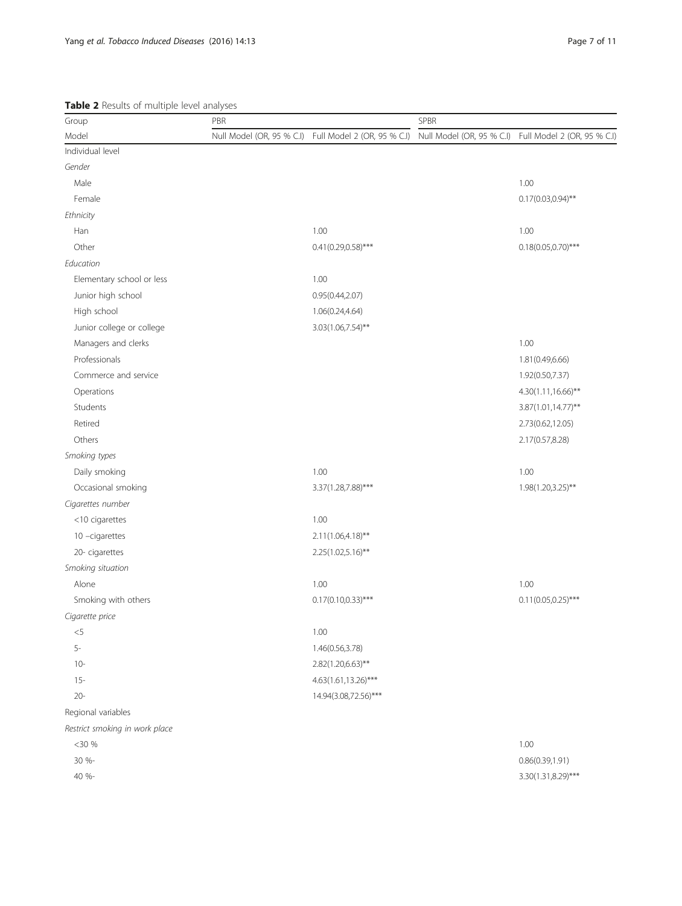**Table 2** Results of multiple level analyses

| Group | PBR | | SPBR | |
|---|---|---|---|---|
| Model | Null Model (OR, 95 % C.I) | Full Model 2 (OR, 95 % C.I) | Null Model (OR, 95 % C.I) | Full Model 2 (OR, 95 % C.I) |
| Individual level | | | | |
| *Gender* | | | | |
| Male | | | | 1.00 |
| Female | | | | 0.17(0.03,0.94)** |
| *Ethnicity* | | | | |
| Han | | 1.00 | | 1.00 |
| Other | | 0.41(0.29,0.58)*** | | 0.18(0.05,0.70)*** |
| *Education* | | | | |
| Elementary school or less | | 1.00 | | |
| Junior high school | | 0.95(0.44,2.07) | | |
| High school | | 1.06(0.24,4.64) | | |
| Junior college or college | | 3.03(1.06,7.54)** | | |
| Managers and clerks | | | | 1.00 |
| Professionals | | | | 1.81(0.49,6.66) |
| Commerce and service | | | | 1.92(0.50,7.37) |
| Operations | | | | 4.30(1.11,16.66)** |
| Students | | | | 3.87(1.01,14.77)** |
| Retired | | | | 2.73(0.62,12.05) |
| Others | | | | 2.17(0.57,8.28) |
| *Smoking types* | | | | |
| Daily smoking | | 1.00 | | 1.00 |
| Occasional smoking | | 3.37(1.28,7.88)*** | | 1.98(1.20,3.25)** |
| *Cigarettes number* | | | | |
| <10 cigarettes | | 1.00 | | |
| 10 –cigarettes | | 2.11(1.06,4.18)** | | |
| 20- cigarettes | | 2.25(1.02,5.16)** | | |
| *Smoking situation* | | | | |
| Alone | | 1.00 | | 1.00 |
| Smoking with others | | 0.17(0.10,0.33)*** | | 0.11(0.05,0.25)*** |
| *Cigarette price* | | | | |
| <5 | | 1.00 | | |
| 5- | | 1.46(0.56,3.78) | | |
| 10- | | 2.82(1.20,6.63)** | | |
| 15- | | 4.63(1.61,13.26)*** | | |
| 20- | | 14.94(3.08,72.56)*** | | |
| Regional variables | | | | |
| *Restrict smoking in work place* | | | | |
| <30 % | | | | 1.00 |
| 30 %- | | | | 0.86(0.39,1.91) |
| 40 %- | | | | 3.30(1.31,8.29)*** |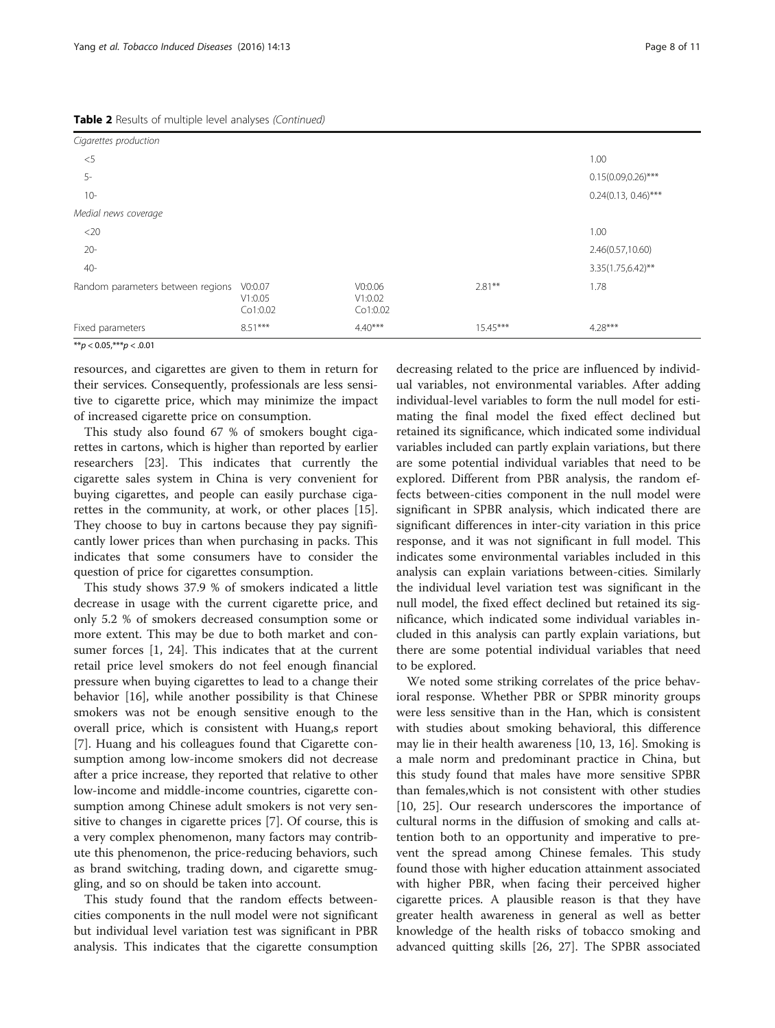**Table 2** Results of multiple level analyses *(Continued)*

| | | | | |
|---|---|---|---|---|
| *Cigarettes production* | | | | |
| <5 | | | | 1.00 |
| 5- | | | | 0.15(0.09,0.26)*** |
| 10- | | | | 0.24(0.13, 0.46)*** |
| *Medial news coverage* | | | | |
| <20 | | | | 1.00 |
| 20- | | | | 2.46(0.57,10.60) |
| 40- | | | | 3.35(1.75,6.42)** |
| Random parameters between regions | V0:0.07 V1:0.05 Co1:0.02 | V0:0.06 V1:0.02 Co1:0.02 | 2.81** | 1.78 |
| Fixed parameters | 8.51*** | 4.40*** | 15.45*** | 4.28*** |

**$p < 0.05$,*** $p < .0.01$

resources, and cigarettes are given to them in return for their services. Consequently, professionals are less sensitive to cigarette price, which may minimize the impact of increased cigarette price on consumption.

This study also found 67 % of smokers bought cigarettes in cartons, which is higher than reported by earlier researchers [23]. This indicates that currently the cigarette sales system in China is very convenient for buying cigarettes, and people can easily purchase cigarettes in the community, at work, or other places [15]. They choose to buy in cartons because they pay significantly lower prices than when purchasing in packs. This indicates that some consumers have to consider the question of price for cigarettes consumption.

This study shows 37.9 % of smokers indicated a little decrease in usage with the current cigarette price, and only 5.2 % of smokers decreased consumption some or more extent. This may be due to both market and consumer forces [1, 24]. This indicates that at the current retail price level smokers do not feel enough financial pressure when buying cigarettes to lead to a change their behavior [16], while another possibility is that Chinese smokers was not be enough sensitive enough to the overall price, which is consistent with Huang,s report [7]. Huang and his colleagues found that Cigarette consumption among low-income smokers did not decrease after a price increase, they reported that relative to other low-income and middle-income countries, cigarette consumption among Chinese adult smokers is not very sensitive to changes in cigarette prices [7]. Of course, this is a very complex phenomenon, many factors may contribute this phenomenon, the price-reducing behaviors, such as brand switching, trading down, and cigarette smuggling, and so on should be taken into account.

This study found that the random effects between-cities components in the null model were not significant but individual level variation test was significant in PBR analysis. This indicates that the cigarette consumption decreasing related to the price are influenced by individual variables, not environmental variables. After adding individual-level variables to form the null model for estimating the final model the fixed effect declined but retained its significance, which indicated some individual variables included can partly explain variations, but there are some potential individual variables that need to be explored. Different from PBR analysis, the random effects between-cities component in the null model were significant in SPBR analysis, which indicated there are significant differences in inter-city variation in this price response, and it was not significant in full model. This indicates some environmental variables included in this analysis can explain variations between-cities. Similarly the individual level variation test was significant in the null model, the fixed effect declined but retained its significance, which indicated some individual variables included in this analysis can partly explain variations, but there are some potential individual variables that need to be explored.

We noted some striking correlates of the price behavioral response. Whether PBR or SPBR minority groups were less sensitive than in the Han, which is consistent with studies about smoking behavioral, this difference may lie in their health awareness [10, 13, 16]. Smoking is a male norm and predominant practice in China, but this study found that males have more sensitive SPBR than females,which is not consistent with other studies [10, 25]. Our research underscores the importance of cultural norms in the diffusion of smoking and calls attention both to an opportunity and imperative to prevent the spread among Chinese females. This study found those with higher education attainment associated with higher PBR, when facing their perceived higher cigarette prices. A plausible reason is that they have greater health awareness in general as well as better knowledge of the health risks of tobacco smoking and advanced quitting skills [26, 27]. The SPBR associated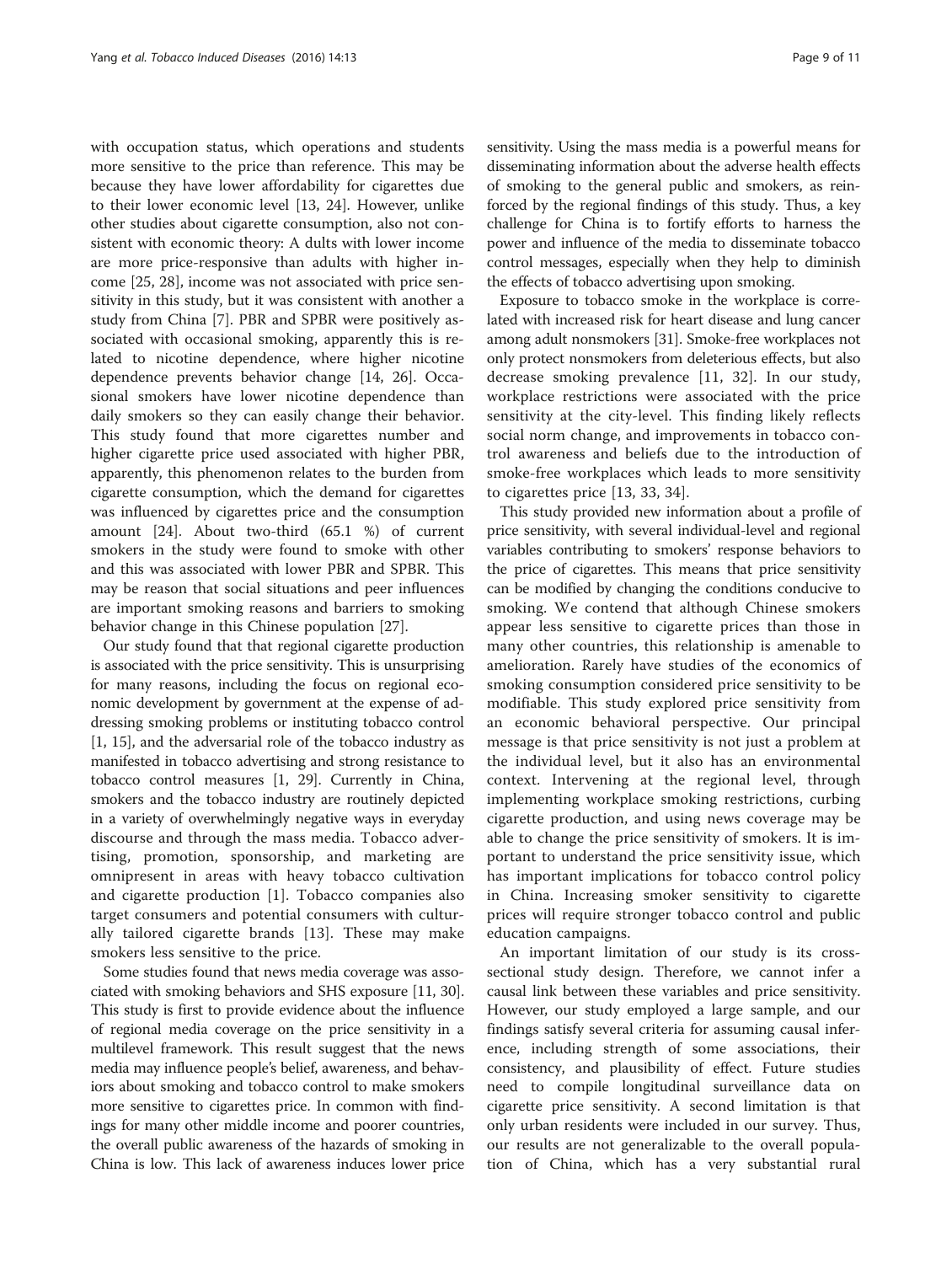with occupation status, which operations and students more sensitive to the price than reference. This may be because they have lower affordability for cigarettes due to their lower economic level [13, 24]. However, unlike other studies about cigarette consumption, also not consistent with economic theory: A dults with lower income are more price-responsive than adults with higher income [25, 28], income was not associated with price sensitivity in this study, but it was consistent with another a study from China [7]. PBR and SPBR were positively associated with occasional smoking, apparently this is related to nicotine dependence, where higher nicotine dependence prevents behavior change [14, 26]. Occasional smokers have lower nicotine dependence than daily smokers so they can easily change their behavior. This study found that more cigarettes number and higher cigarette price used associated with higher PBR, apparently, this phenomenon relates to the burden from cigarette consumption, which the demand for cigarettes was influenced by cigarettes price and the consumption amount [24]. About two-third (65.1 %) of current smokers in the study were found to smoke with other and this was associated with lower PBR and SPBR. This may be reason that social situations and peer influences are important smoking reasons and barriers to smoking behavior change in this Chinese population [27].

Our study found that that regional cigarette production is associated with the price sensitivity. This is unsurprising for many reasons, including the focus on regional economic development by government at the expense of addressing smoking problems or instituting tobacco control [1, 15], and the adversarial role of the tobacco industry as manifested in tobacco advertising and strong resistance to tobacco control measures [1, 29]. Currently in China, smokers and the tobacco industry are routinely depicted in a variety of overwhelmingly negative ways in everyday discourse and through the mass media. Tobacco advertising, promotion, sponsorship, and marketing are omnipresent in areas with heavy tobacco cultivation and cigarette production [1]. Tobacco companies also target consumers and potential consumers with culturally tailored cigarette brands [13]. These may make smokers less sensitive to the price.

Some studies found that news media coverage was associated with smoking behaviors and SHS exposure [11, 30]. This study is first to provide evidence about the influence of regional media coverage on the price sensitivity in a multilevel framework. This result suggest that the news media may influence people's belief, awareness, and behaviors about smoking and tobacco control to make smokers more sensitive to cigarettes price. In common with findings for many other middle income and poorer countries, the overall public awareness of the hazards of smoking in China is low. This lack of awareness induces lower price sensitivity. Using the mass media is a powerful means for disseminating information about the adverse health effects of smoking to the general public and smokers, as reinforced by the regional findings of this study. Thus, a key challenge for China is to fortify efforts to harness the power and influence of the media to disseminate tobacco control messages, especially when they help to diminish the effects of tobacco advertising upon smoking.

Exposure to tobacco smoke in the workplace is correlated with increased risk for heart disease and lung cancer among adult nonsmokers [31]. Smoke-free workplaces not only protect nonsmokers from deleterious effects, but also decrease smoking prevalence [11, 32]. In our study, workplace restrictions were associated with the price sensitivity at the city-level. This finding likely reflects social norm change, and improvements in tobacco control awareness and beliefs due to the introduction of smoke-free workplaces which leads to more sensitivity to cigarettes price [13, 33, 34].

This study provided new information about a profile of price sensitivity, with several individual-level and regional variables contributing to smokers' response behaviors to the price of cigarettes. This means that price sensitivity can be modified by changing the conditions conducive to smoking. We contend that although Chinese smokers appear less sensitive to cigarette prices than those in many other countries, this relationship is amenable to amelioration. Rarely have studies of the economics of smoking consumption considered price sensitivity to be modifiable. This study explored price sensitivity from an economic behavioral perspective. Our principal message is that price sensitivity is not just a problem at the individual level, but it also has an environmental context. Intervening at the regional level, through implementing workplace smoking restrictions, curbing cigarette production, and using news coverage may be able to change the price sensitivity of smokers. It is important to understand the price sensitivity issue, which has important implications for tobacco control policy in China. Increasing smoker sensitivity to cigarette prices will require stronger tobacco control and public education campaigns.

An important limitation of our study is its cross-sectional study design. Therefore, we cannot infer a causal link between these variables and price sensitivity. However, our study employed a large sample, and our findings satisfy several criteria for assuming causal inference, including strength of some associations, their consistency, and plausibility of effect. Future studies need to compile longitudinal surveillance data on cigarette price sensitivity. A second limitation is that only urban residents were included in our survey. Thus, our results are not generalizable to the overall population of China, which has a very substantial rural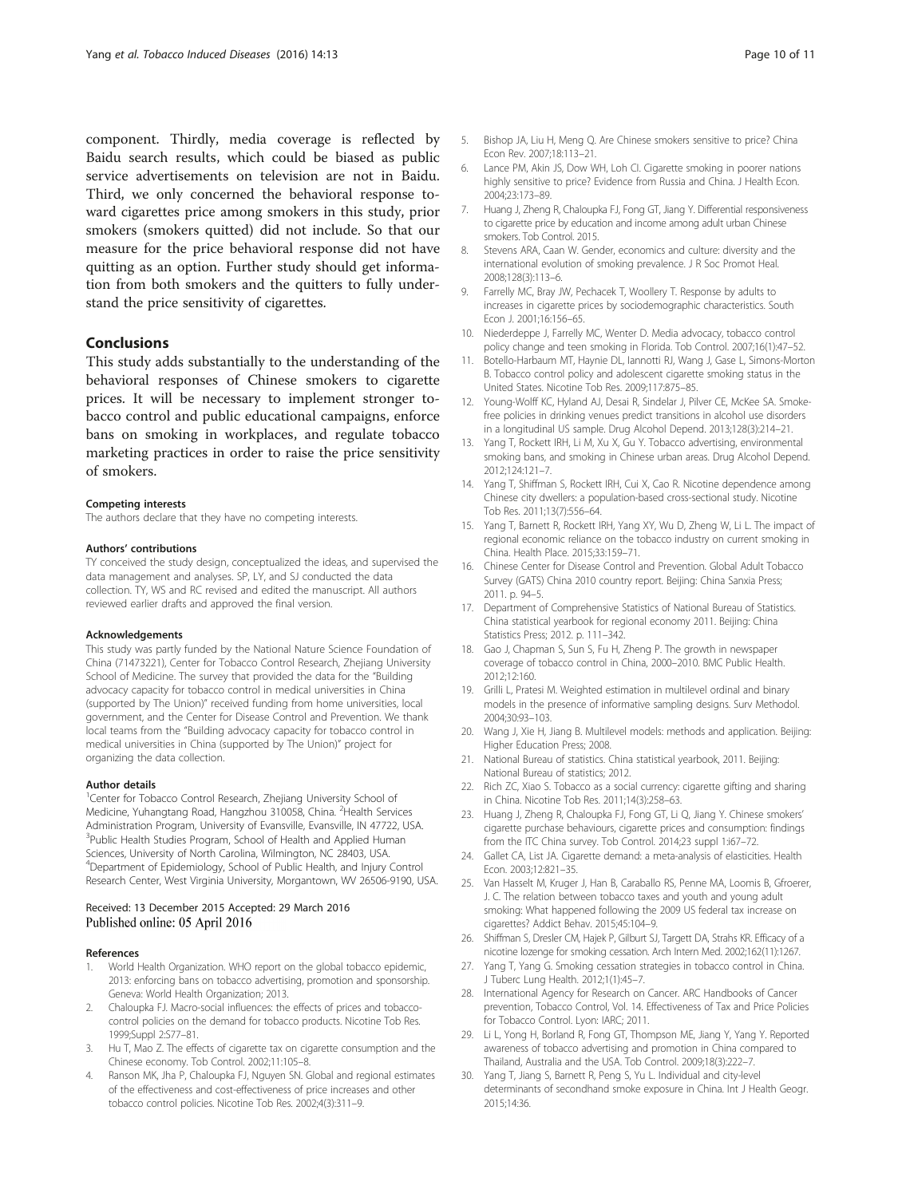component. Thirdly, media coverage is reflected by Baidu search results, which could be biased as public service advertisements on television are not in Baidu. Third, we only concerned the behavioral response toward cigarettes price among smokers in this study, prior smokers (smokers quitted) did not include. So that our measure for the price behavioral response did not have quitting as an option. Further study should get information from both smokers and the quitters to fully understand the price sensitivity of cigarettes.

## Conclusions

This study adds substantially to the understanding of the behavioral responses of Chinese smokers to cigarette prices. It will be necessary to implement stronger tobacco control and public educational campaigns, enforce bans on smoking in workplaces, and regulate tobacco marketing practices in order to raise the price sensitivity of smokers.

#### Competing interests

The authors declare that they have no competing interests.

#### Authors' contributions

TY conceived the study design, conceptualized the ideas, and supervised the data management and analyses. SP, LY, and SJ conducted the data collection. TY, WS and RC revised and edited the manuscript. All authors reviewed earlier drafts and approved the final version.

#### Acknowledgements

This study was partly funded by the National Nature Science Foundation of China (71473221), Center for Tobacco Control Research, Zhejiang University School of Medicine. The survey that provided the data for the "Building advocacy capacity for tobacco control in medical universities in China (supported by The Union)" received funding from home universities, local government, and the Center for Disease Control and Prevention. We thank local teams from the "Building advocacy capacity for tobacco control in medical universities in China (supported by The Union)" project for organizing the data collection.

#### Author details

[1]Center for Tobacco Control Research, Zhejiang University School of Medicine, Yuhangtang Road, Hangzhou 310058, China. [2]Health Services Administration Program, University of Evansville, Evansville, IN 47722, USA. [3]Public Health Studies Program, School of Health and Applied Human Sciences, University of North Carolina, Wilmington, NC 28403, USA. [4]Department of Epidemiology, School of Public Health, and Injury Control Research Center, West Virginia University, Morgantown, WV 26506-9190, USA.

Received: 13 December 2015 Accepted: 29 March 2016
Published online: 05 April 2016

#### References

1. World Health Organization. WHO report on the global tobacco epidemic, 2013: enforcing bans on tobacco advertising, promotion and sponsorship. Geneva: World Health Organization; 2013.
2. Chaloupka FJ. Macro-social influences: the effects of prices and tobacco-control policies on the demand for tobacco products. Nicotine Tob Res. 1999;Suppl 2:S77–81.
3. Hu T, Mao Z. The effects of cigarette tax on cigarette consumption and the Chinese economy. Tob Control. 2002;11:105–8.
4. Ranson MK, Jha P, Chaloupka FJ, Nguyen SN. Global and regional estimates of the effectiveness and cost-effectiveness of price increases and other tobacco control policies. Nicotine Tob Res. 2002;4(3):311–9.
5. Bishop JA, Liu H, Meng Q. Are Chinese smokers sensitive to price? China Econ Rev. 2007;18:113–21.
6. Lance PM, Akin JS, Dow WH, Loh CI. Cigarette smoking in poorer nations highly sensitive to price? Evidence from Russia and China. J Health Econ. 2004;23:173–89.
7. Huang J, Zheng R, Chaloupka FJ, Fong GT, Jiang Y. Differential responsiveness to cigarette price by education and income among adult urban Chinese smokers. Tob Control. 2015.
8. Stevens ARA, Caan W. Gender, economics and culture: diversity and the international evolution of smoking prevalence. J R Soc Promot Heal. 2008;128(3):113–6.
9. Farrelly MC, Bray JW, Pechacek T, Woollery T. Response by adults to increases in cigarette prices by sociodemographic characteristics. South Econ J. 2001;16:156–65.
10. Niederdeppe J, Farrelly MC, Wenter D. Media advocacy, tobacco control policy change and teen smoking in Florida. Tob Control. 2007;16(1):47–52.
11. Botello-Harbaum MT, Haynie DL, Iannotti RJ, Wang J, Gase L, Simons-Morton B. Tobacco control policy and adolescent cigarette smoking status in the United States. Nicotine Tob Res. 2009;117:875–85.
12. Young-Wolff KC, Hyland AJ, Desai R, Sindelar J, Pilver CE, McKee SA. Smoke-free policies in drinking venues predict transitions in alcohol use disorders in a longitudinal US sample. Drug Alcohol Depend. 2013;128(3):214–21.
13. Yang T, Rockett IRH, Li M, Xu X, Gu Y. Tobacco advertising, environmental smoking bans, and smoking in Chinese urban areas. Drug Alcohol Depend. 2012;124:121–7.
14. Yang T, Shiffman S, Rockett IRH, Cui X, Cao R. Nicotine dependence among Chinese city dwellers: a population-based cross-sectional study. Nicotine Tob Res. 2011;13(7):556–64.
15. Yang T, Barnett R, Rockett IRH, Yang XY, Wu D, Zheng W, Li L. The impact of regional economic reliance on the tobacco industry on current smoking in China. Health Place. 2015;33:159–71.
16. Chinese Center for Disease Control and Prevention. Global Adult Tobacco Survey (GATS) China 2010 country report. Beijing: China Sanxia Press; 2011. p. 94–5.
17. Department of Comprehensive Statistics of National Bureau of Statistics. China statistical yearbook for regional economy 2011. Beijing: China Statistics Press; 2012. p. 111–342.
18. Gao J, Chapman S, Sun S, Fu H, Zheng P. The growth in newspaper coverage of tobacco control in China, 2000–2010. BMC Public Health. 2012;12:160.
19. Grilli L, Pratesi M. Weighted estimation in multilevel ordinal and binary models in the presence of informative sampling designs. Surv Methodol. 2004;30:93–103.
20. Wang J, Xie H, Jiang B. Multilevel models: methods and application. Beijing: Higher Education Press; 2008.
21. National Bureau of statistics. China statistical yearbook, 2011. Beijing: National Bureau of statistics; 2012.
22. Rich ZC, Xiao S. Tobacco as a social currency: cigarette gifting and sharing in China. Nicotine Tob Res. 2011;14(3):258–63.
23. Huang J, Zheng R, Chaloupka FJ, Fong GT, Li Q, Jiang Y. Chinese smokers' cigarette purchase behaviours, cigarette prices and consumption: findings from the ITC China survey. Tob Control. 2014;23 suppl 1:i67–72.
24. Gallet CA, List JA. Cigarette demand: a meta-analysis of elasticities. Health Econ. 2003;12:821–35.
25. Van Hasselt M, Kruger J, Han B, Caraballo RS, Penne MA, Loomis B, Gfroerer, J. C. The relation between tobacco taxes and youth and young adult smoking: What happened following the 2009 US federal tax increase on cigarettes? Addict Behav. 2015;45:104–9.
26. Shiffman S, Dresler CM, Hajek P, Gilburt SJ, Targett DA, Strahs KR. Efficacy of a nicotine lozenge for smoking cessation. Arch Intern Med. 2002;162(11):1267.
27. Yang T, Yang G. Smoking cessation strategies in tobacco control in China. J Tuberc Lung Health. 2012;1(1):45–7.
28. International Agency for Research on Cancer. ARC Handbooks of Cancer prevention, Tobacco Control, Vol. 14. Effectiveness of Tax and Price Policies for Tobacco Control. Lyon: IARC; 2011.
29. Li L, Yong H, Borland R, Fong GT, Thompson ME, Jiang Y, Yang Y. Reported awareness of tobacco advertising and promotion in China compared to Thailand, Australia and the USA. Tob Control. 2009;18(3):222–7.
30. Yang T, Jiang S, Barnett R, Peng S, Yu L. Individual and city-level determinants of secondhand smoke exposure in China. Int J Health Geogr. 2015;14:36.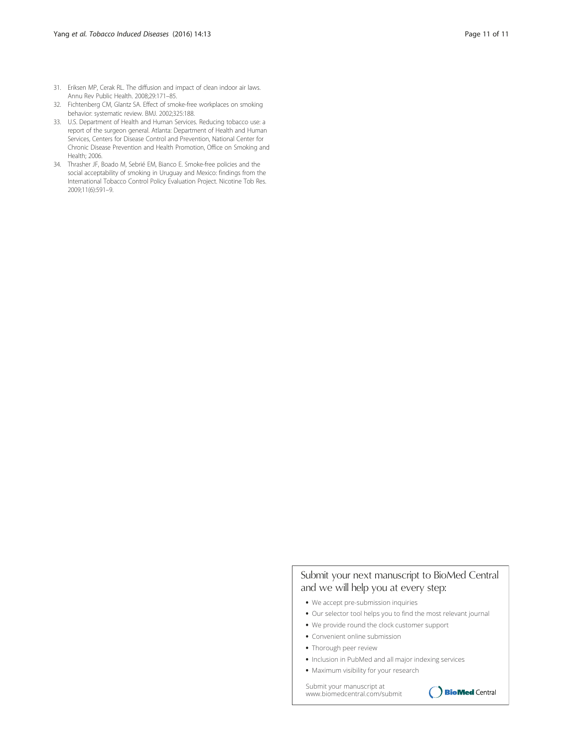31. Eriksen MP, Cerak RL. The diffusion and impact of clean indoor air laws. Annu Rev Public Health. 2008;29:171–85.
32. Fichtenberg CM, Glantz SA. Effect of smoke-free workplaces on smoking behavior: systematic review. BMJ. 2002;325:188.
33. U.S. Department of Health and Human Services. Reducing tobacco use: a report of the surgeon general. Atlanta: Department of Health and Human Services, Centers for Disease Control and Prevention, National Center for Chronic Disease Prevention and Health Promotion, Office on Smoking and Health; 2006.
34. Thrasher JF, Boado M, Sebrié EM, Bianco E. Smoke-free policies and the social acceptability of smoking in Uruguay and Mexico: findings from the International Tobacco Control Policy Evaluation Project. Nicotine Tob Res. 2009;11(6):591–9.

Submit your next manuscript to BioMed Central and we will help you at every step:

- We accept pre-submission inquiries
- Our selector tool helps you to find the most relevant journal
- We provide round the clock customer support
- Convenient online submission
- Thorough peer review
- Inclusion in PubMed and all major indexing services
- Maximum visibility for your research

Submit your manuscript at
www.biomedcentral.com/submit

BioMed Central